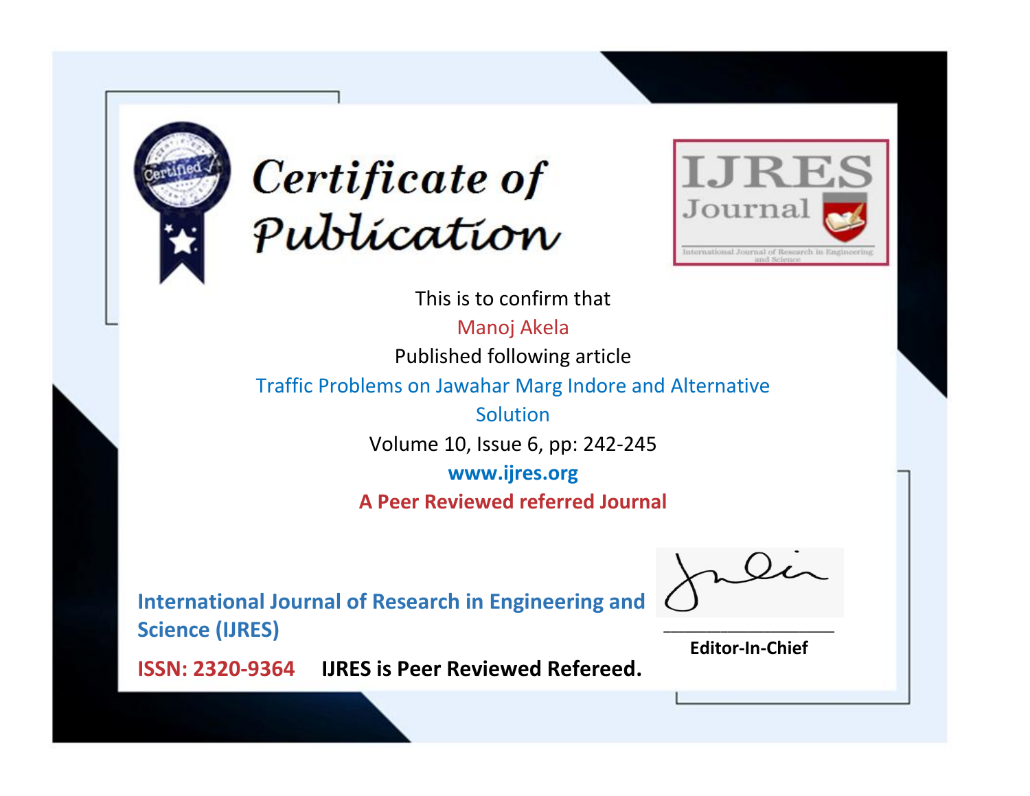# Certificate of Publication

IJRES Journal

International Journal of Research in Engineering and Science

This is to confirm that

Manoj Akela

Published following article

Traffic Problems on Jawahar Marg Indore and Alternative Solution

Volume 10, Issue 6, pp: 242-245

**www.ijres.org**

**A Peer Reviewed referred Journal**

**International Journal of Research in Engineering and Science (IJRES)**

**ISSN: 2320-9364** **IJRES is Peer Reviewed Refereed.**

**Editor-In-Chief**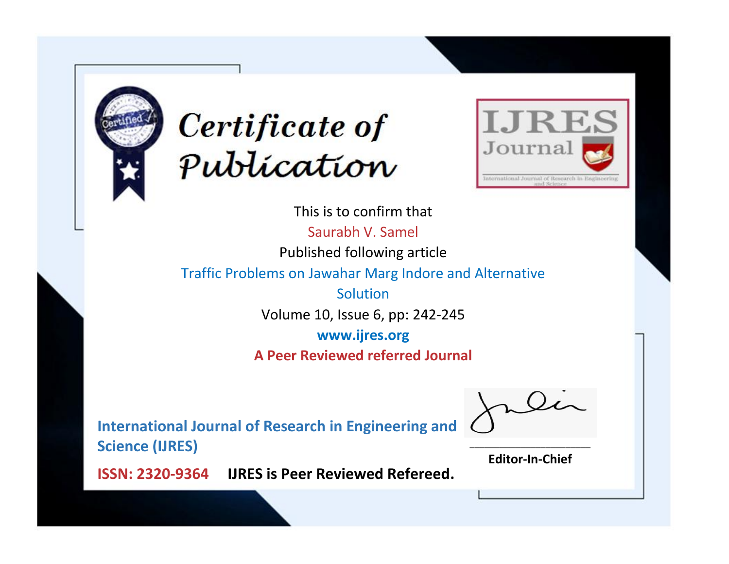# Certificate of Publication

IJRES Journal

International Journal of Research in Engineering and Science

This is to confirm that

Saurabh V. Samel

Published following article

Traffic Problems on Jawahar Marg Indore and Alternative Solution

Volume 10, Issue 6, pp: 242-245

**www.ijres.org**

**A Peer Reviewed referred Journal**

**International Journal of Research in Engineering and Science (IJRES)**

**ISSN: 2320-9364** **IJRES is Peer Reviewed Refereed.**

**Editor-In-Chief**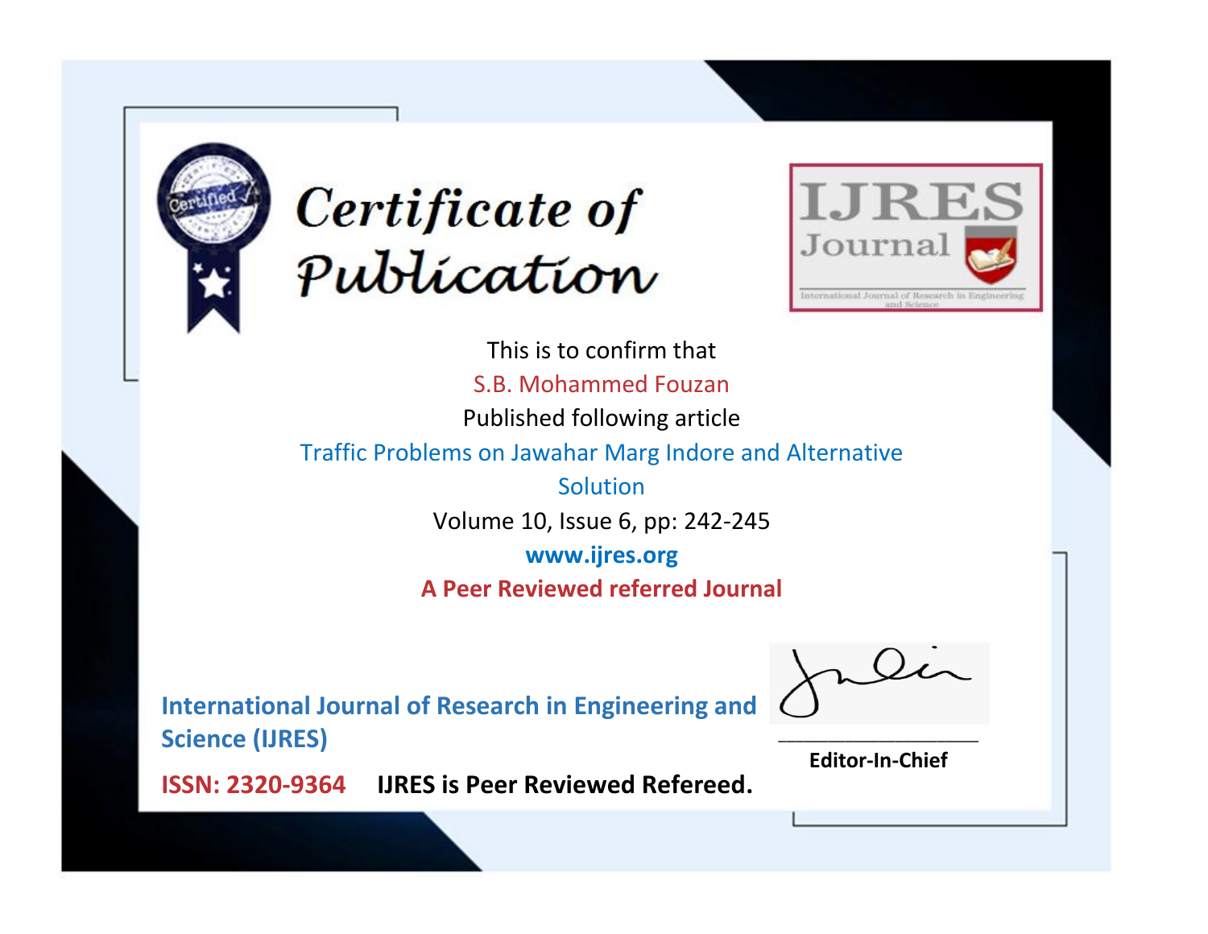# Certificate of Publication

**IJRES Journal**

International Journal of Research in Engineering and Science

This is to confirm that

S.B. Mohammed Fouzan

Published following article

Traffic Problems on Jawahar Marg Indore and Alternative Solution

Volume 10, Issue 6, pp: 242-245

**www.ijres.org**

**A Peer Reviewed referred Journal**

**International Journal of Research in Engineering and Science (IJRES)**

**ISSN: 2320-9364** **IJRES is Peer Reviewed Refereed.**

**Editor-In-Chief**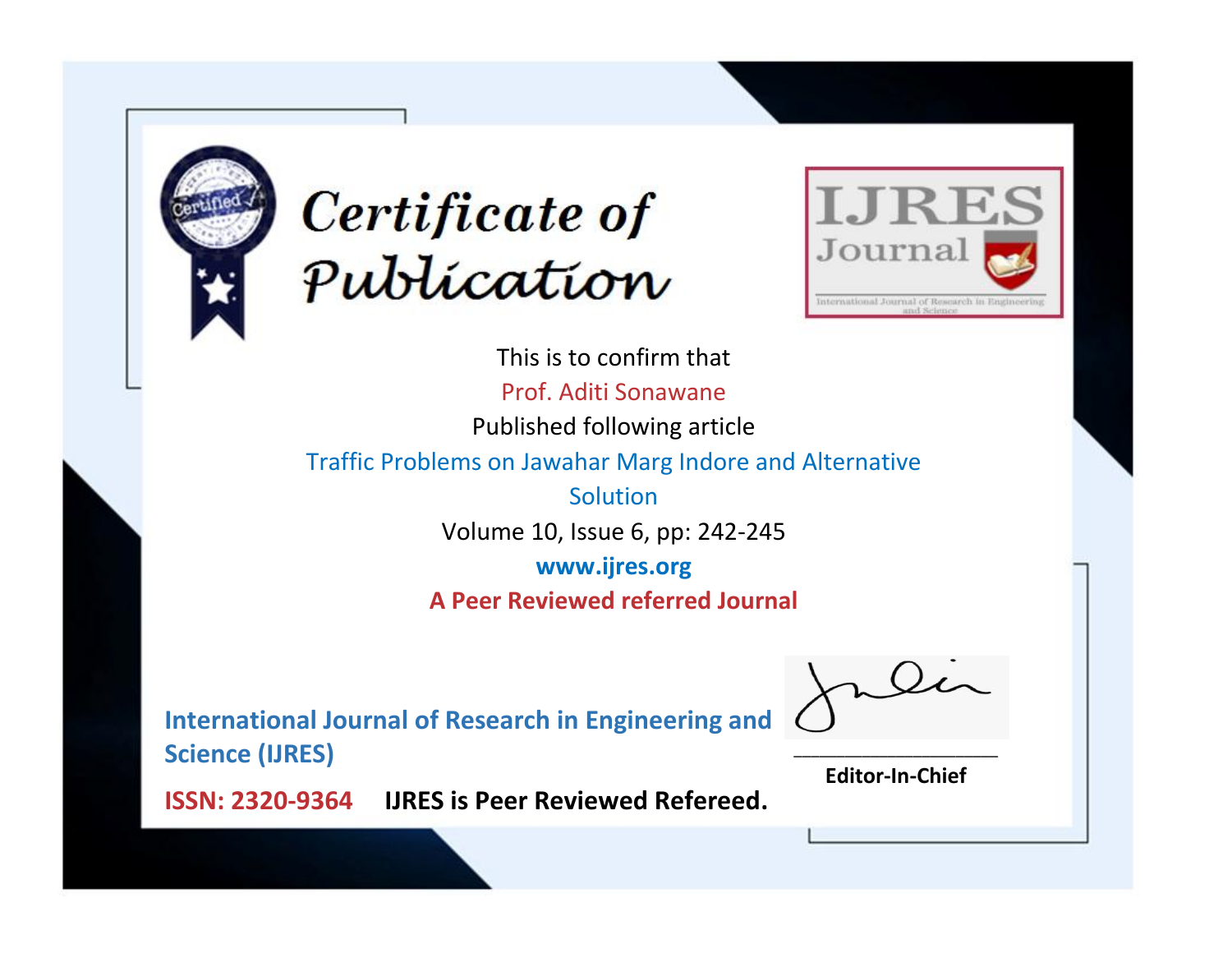# Certificate of Publication

IJRES Journal

International Journal of Research in Engineering and Science

This is to confirm that

Prof. Aditi Sonawane

Published following article

Traffic Problems on Jawahar Marg Indore and Alternative Solution

Volume 10, Issue 6, pp: 242-245

www.ijres.org

**A Peer Reviewed referred Journal**

**International Journal of Research in Engineering and Science (IJRES)**

**ISSN: 2320-9364** **IJRES is Peer Reviewed Refereed.**

**Editor-In-Chief**